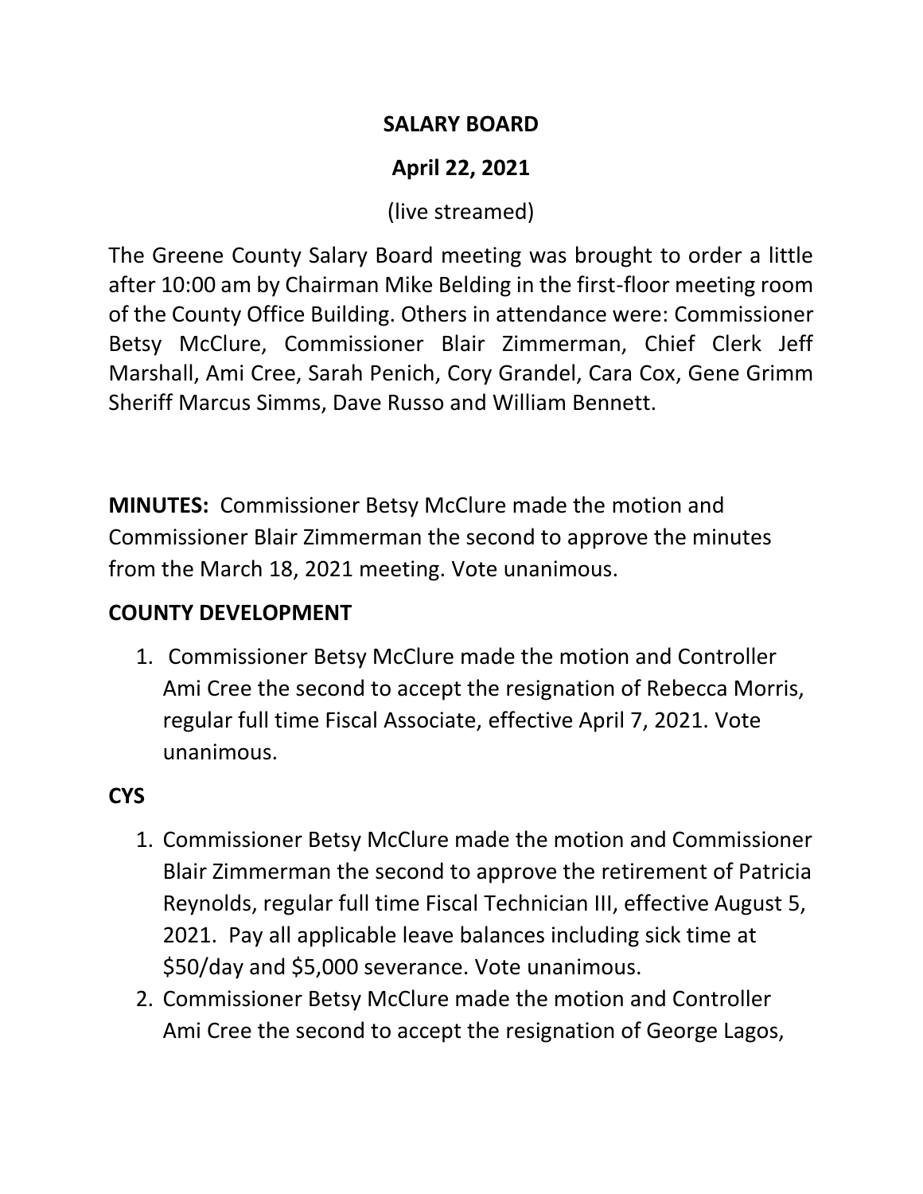# SALARY BOARD

## April 22, 2021

(live streamed)

The Greene County Salary Board meeting was brought to order a little after 10:00 am by Chairman Mike Belding in the first-floor meeting room of the County Office Building. Others in attendance were: Commissioner Betsy McClure, Commissioner Blair Zimmerman, Chief Clerk Jeff Marshall, Ami Cree, Sarah Penich, Cory Grandel, Cara Cox, Gene Grimm Sheriff Marcus Simms, Dave Russo and William Bennett.

**MINUTES:** Commissioner Betsy McClure made the motion and Commissioner Blair Zimmerman the second to approve the minutes from the March 18, 2021 meeting. Vote unanimous.

**COUNTY DEVELOPMENT**

1. Commissioner Betsy McClure made the motion and Controller Ami Cree the second to accept the resignation of Rebecca Morris, regular full time Fiscal Associate, effective April 7, 2021. Vote unanimous.

**CYS**

1. Commissioner Betsy McClure made the motion and Commissioner Blair Zimmerman the second to approve the retirement of Patricia Reynolds, regular full time Fiscal Technician III, effective August 5, 2021. Pay all applicable leave balances including sick time at $50/day and $5,000 severance. Vote unanimous.
2. Commissioner Betsy McClure made the motion and Controller Ami Cree the second to accept the resignation of George Lagos,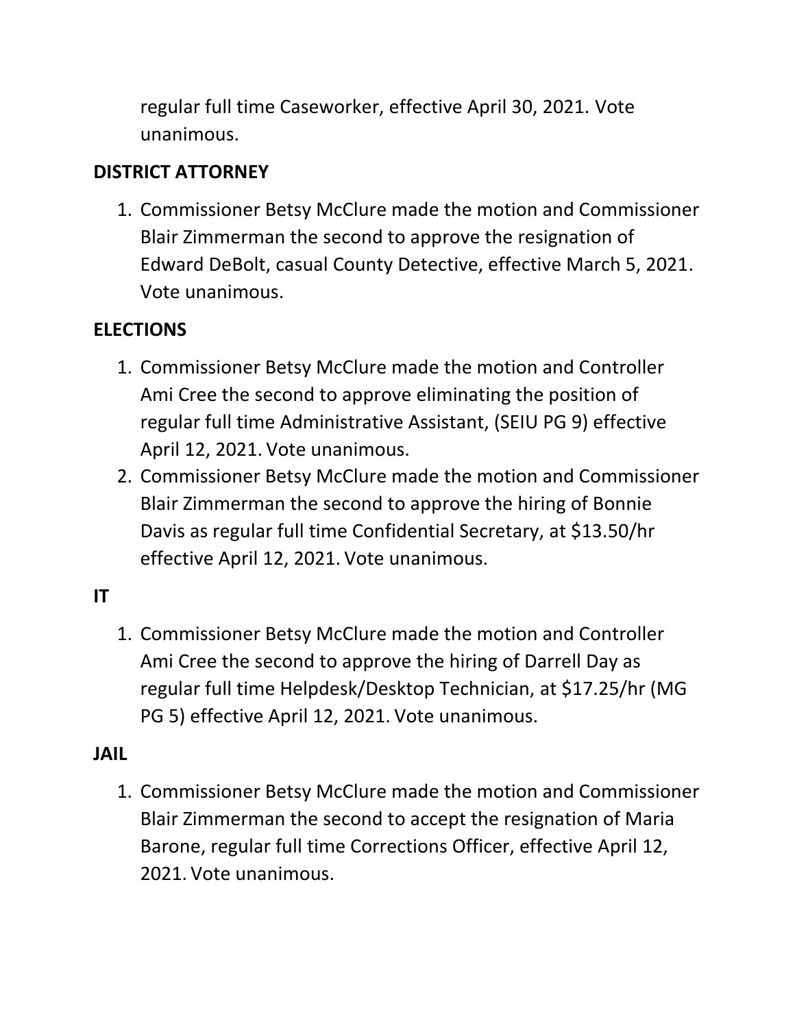regular full time Caseworker, effective April 30, 2021. Vote unanimous.

**DISTRICT ATTORNEY**

1. Commissioner Betsy McClure made the motion and Commissioner Blair Zimmerman the second to approve the resignation of Edward DeBolt, casual County Detective, effective March 5, 2021. Vote unanimous.

**ELECTIONS**

1. Commissioner Betsy McClure made the motion and Controller Ami Cree the second to approve eliminating the position of regular full time Administrative Assistant, (SEIU PG 9) effective April 12, 2021. Vote unanimous.
2. Commissioner Betsy McClure made the motion and Commissioner Blair Zimmerman the second to approve the hiring of Bonnie Davis as regular full time Confidential Secretary, at $13.50/hr effective April 12, 2021. Vote unanimous.

**IT**

1. Commissioner Betsy McClure made the motion and Controller Ami Cree the second to approve the hiring of Darrell Day as regular full time Helpdesk/Desktop Technician, at $17.25/hr (MG PG 5) effective April 12, 2021. Vote unanimous.

**JAIL**

1. Commissioner Betsy McClure made the motion and Commissioner Blair Zimmerman the second to accept the resignation of Maria Barone, regular full time Corrections Officer, effective April 12, 2021. Vote unanimous.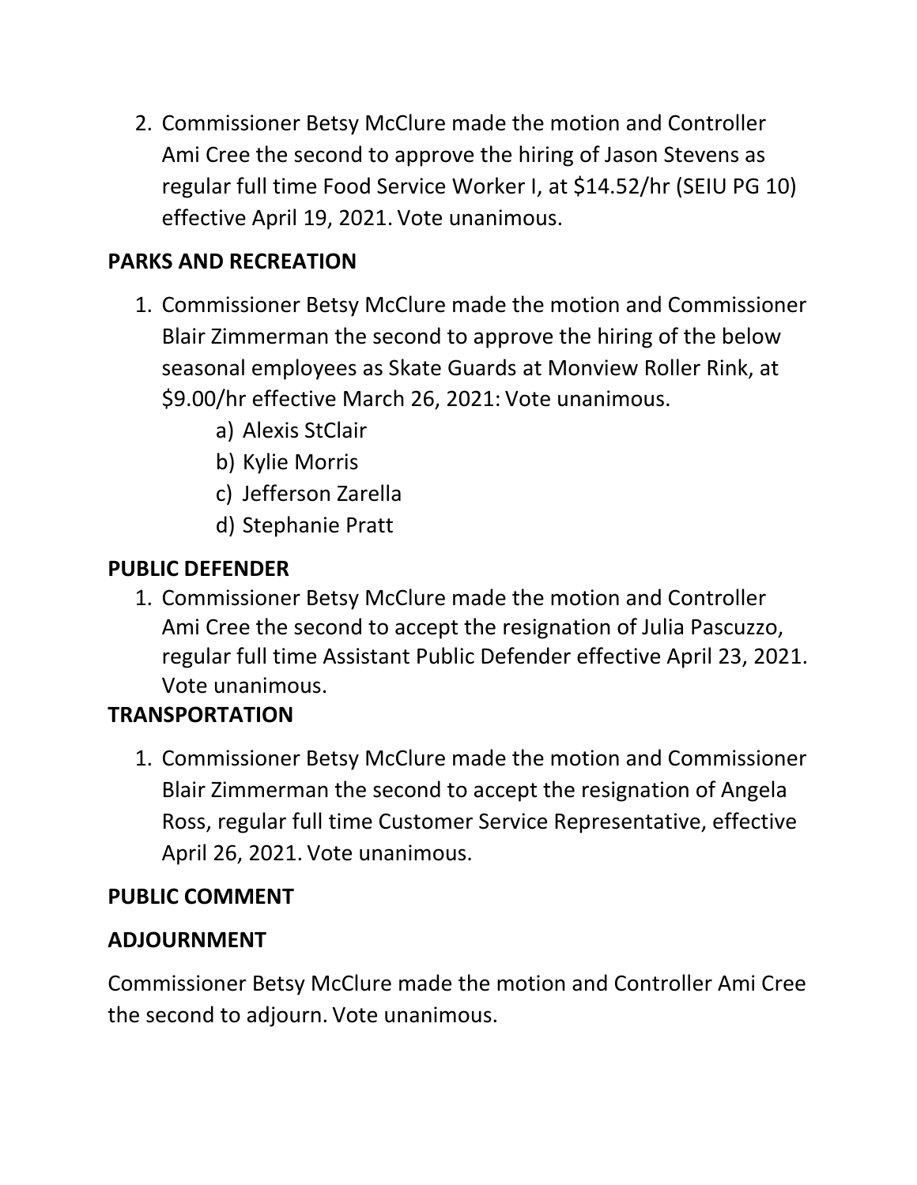2. Commissioner Betsy McClure made the motion and Controller Ami Cree the second to approve the hiring of Jason Stevens as regular full time Food Service Worker I, at $14.52/hr (SEIU PG 10) effective April 19, 2021. Vote unanimous.

**PARKS AND RECREATION**

1. Commissioner Betsy McClure made the motion and Commissioner Blair Zimmerman the second to approve the hiring of the below seasonal employees as Skate Guards at Monview Roller Rink, at $9.00/hr effective March 26, 2021: Vote unanimous.
   a) Alexis StClair
   b) Kylie Morris
   c) Jefferson Zarella
   d) Stephanie Pratt

**PUBLIC DEFENDER**

1. Commissioner Betsy McClure made the motion and Controller Ami Cree the second to accept the resignation of Julia Pascuzzo, regular full time Assistant Public Defender effective April 23, 2021. Vote unanimous.

**TRANSPORTATION**

1. Commissioner Betsy McClure made the motion and Commissioner Blair Zimmerman the second to accept the resignation of Angela Ross, regular full time Customer Service Representative, effective April 26, 2021. Vote unanimous.

**PUBLIC COMMENT**

**ADJOURNMENT**

Commissioner Betsy McClure made the motion and Controller Ami Cree the second to adjourn. Vote unanimous.